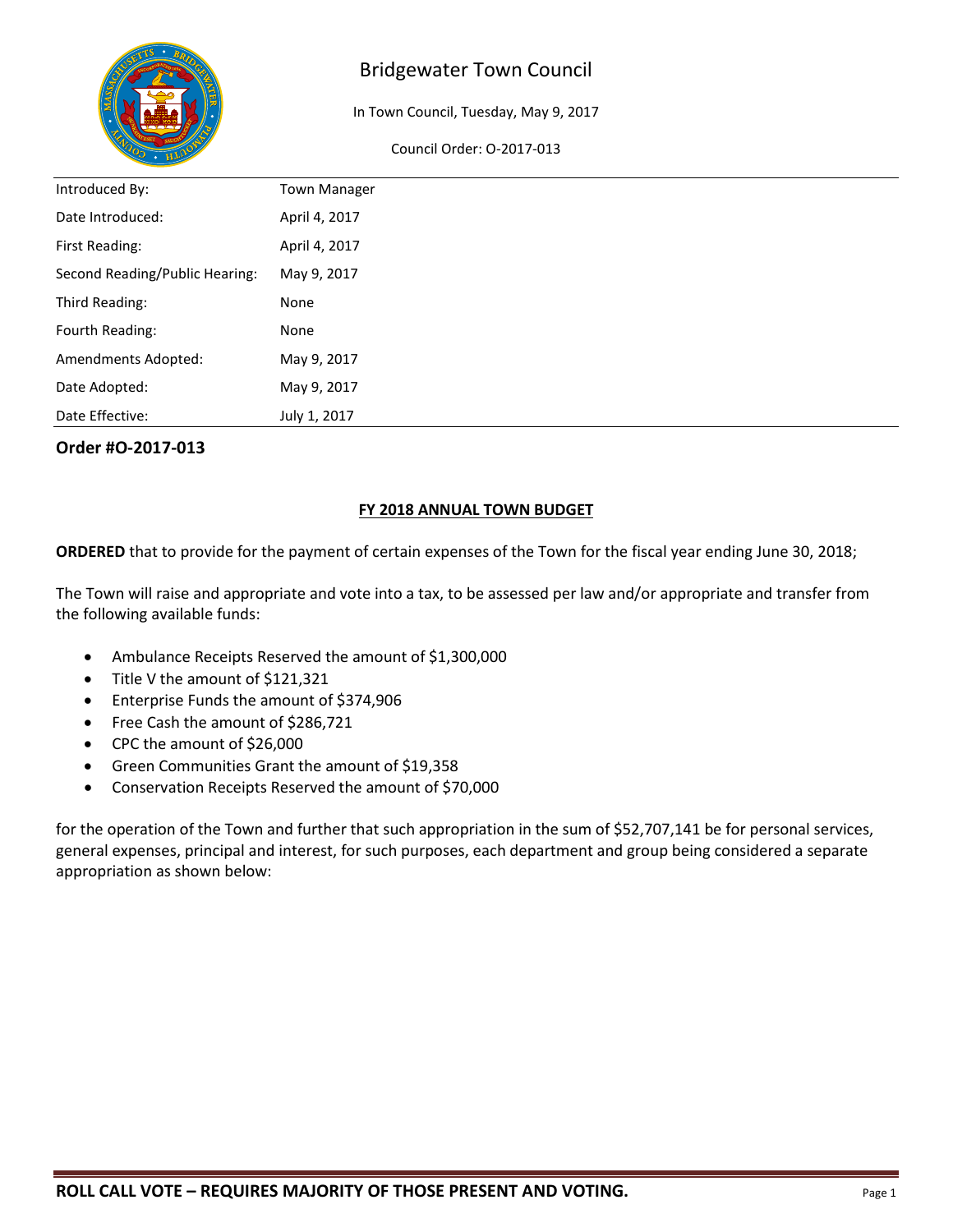# Bridgewater Town Council

In Town Council, Tuesday, May 9, 2017

Council Order: O-2017-013

| | |
|---|---|
| Introduced By: | Town Manager |
| Date Introduced: | April 4, 2017 |
| First Reading: | April 4, 2017 |
| Second Reading/Public Hearing: | May 9, 2017 |
| Third Reading: | None |
| Fourth Reading: | None |
| Amendments Adopted: | May 9, 2017 |
| Date Adopted: | May 9, 2017 |
| Date Effective: | July 1, 2017 |

**Order #O-2017-013**

**FY 2018 ANNUAL TOWN BUDGET**

**ORDERED** that to provide for the payment of certain expenses of the Town for the fiscal year ending June 30, 2018;

The Town will raise and appropriate and vote into a tax, to be assessed per law and/or appropriate and transfer from the following available funds:

- Ambulance Receipts Reserved the amount of $1,300,000
- Title V the amount of $121,321
- Enterprise Funds the amount of $374,906
- Free Cash the amount of $286,721
- CPC the amount of $26,000
- Green Communities Grant the amount of $19,358
- Conservation Receipts Reserved the amount of $70,000

for the operation of the Town and further that such appropriation in the sum of $52,707,141 be for personal services, general expenses, principal and interest, for such purposes, each department and group being considered a separate appropriation as shown below:

**ROLL CALL VOTE – REQUIRES MAJORITY OF THOSE PRESENT AND VOTING.**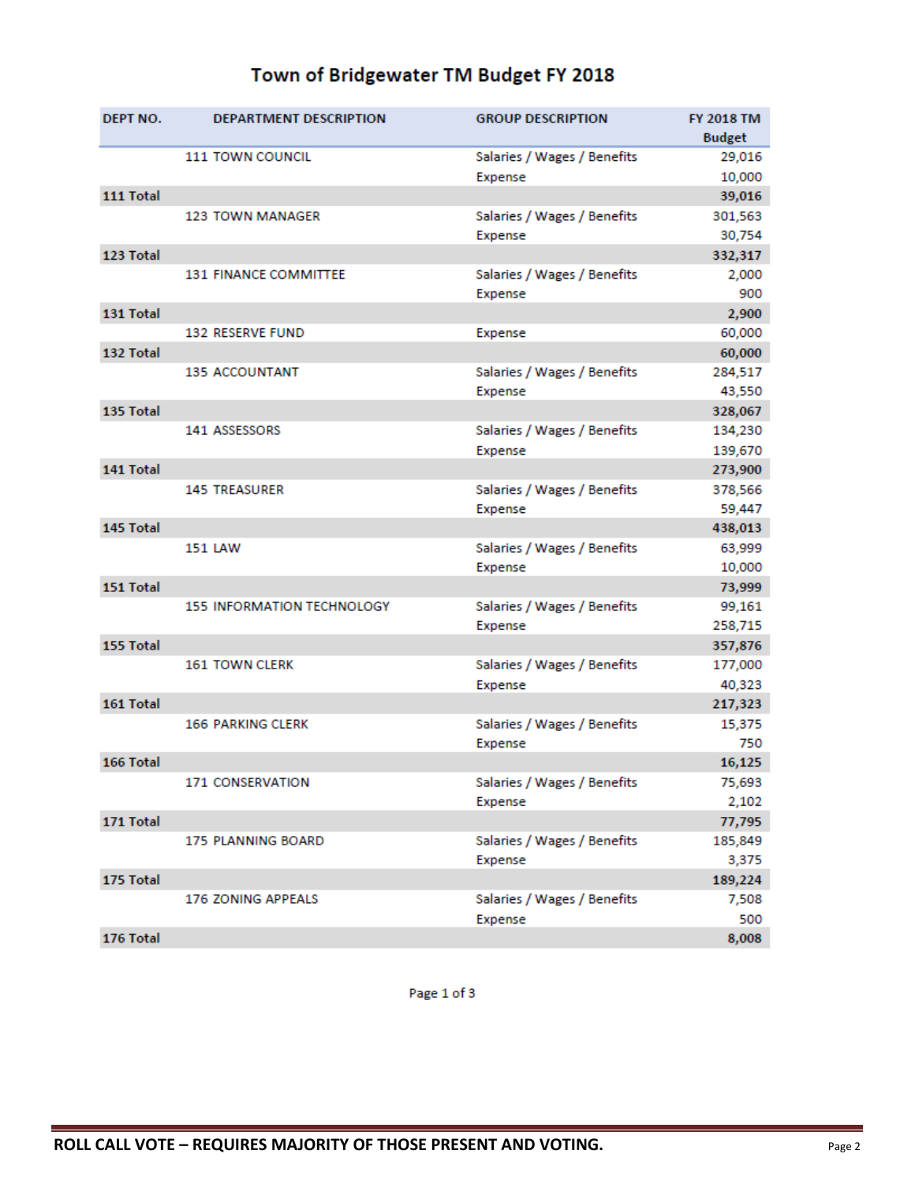# Town of Bridgewater TM Budget FY 2018

| DEPT NO. | DEPARTMENT DESCRIPTION | GROUP DESCRIPTION | FY 2018 TM Budget |
|---|---|---|---|
| | 111 TOWN COUNCIL | Salaries / Wages / Benefits | 29,016 |
| | | Expense | 10,000 |
| **111 Total** | | | **39,016** |
| | 123 TOWN MANAGER | Salaries / Wages / Benefits | 301,563 |
| | | Expense | 30,754 |
| **123 Total** | | | **332,317** |
| | 131 FINANCE COMMITTEE | Salaries / Wages / Benefits | 2,000 |
| | | Expense | 900 |
| **131 Total** | | | **2,900** |
| | 132 RESERVE FUND | Expense | 60,000 |
| **132 Total** | | | **60,000** |
| | 135 ACCOUNTANT | Salaries / Wages / Benefits | 284,517 |
| | | Expense | 43,550 |
| **135 Total** | | | **328,067** |
| | 141 ASSESSORS | Salaries / Wages / Benefits | 134,230 |
| | | Expense | 139,670 |
| **141 Total** | | | **273,900** |
| | 145 TREASURER | Salaries / Wages / Benefits | 378,566 |
| | | Expense | 59,447 |
| **145 Total** | | | **438,013** |
| | 151 LAW | Salaries / Wages / Benefits | 63,999 |
| | | Expense | 10,000 |
| **151 Total** | | | **73,999** |
| | 155 INFORMATION TECHNOLOGY | Salaries / Wages / Benefits | 99,161 |
| | | Expense | 258,715 |
| **155 Total** | | | **357,876** |
| | 161 TOWN CLERK | Salaries / Wages / Benefits | 177,000 |
| | | Expense | 40,323 |
| **161 Total** | | | **217,323** |
| | 166 PARKING CLERK | Salaries / Wages / Benefits | 15,375 |
| | | Expense | 750 |
| **166 Total** | | | **16,125** |
| | 171 CONSERVATION | Salaries / Wages / Benefits | 75,693 |
| | | Expense | 2,102 |
| **171 Total** | | | **77,795** |
| | 175 PLANNING BOARD | Salaries / Wages / Benefits | 185,849 |
| | | Expense | 3,375 |
| **175 Total** | | | **189,224** |
| | 176 ZONING APPEALS | Salaries / Wages / Benefits | 7,508 |
| | | Expense | 500 |
| **176 Total** | | | **8,008** |

**ROLL CALL VOTE – REQUIRES MAJORITY OF THOSE PRESENT AND VOTING.**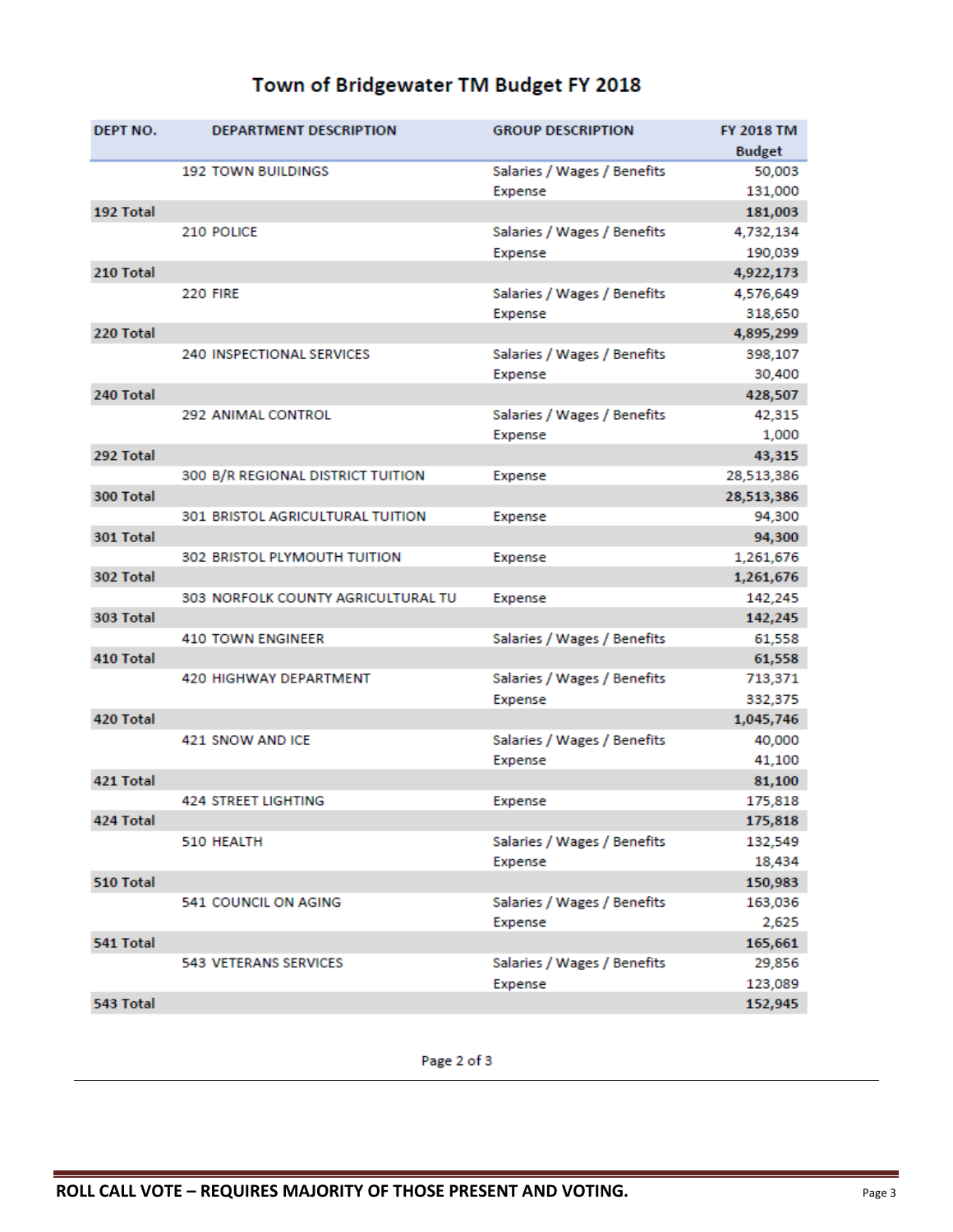# Town of Bridgewater TM Budget FY 2018

| DEPT NO. | DEPARTMENT DESCRIPTION | GROUP DESCRIPTION | FY 2018 TM Budget |
|---|---|---|---|
| | 192 TOWN BUILDINGS | Salaries / Wages / Benefits | 50,003 |
| | | Expense | 131,000 |
| **192 Total** | | | **181,003** |
| | 210 POLICE | Salaries / Wages / Benefits | 4,732,134 |
| | | Expense | 190,039 |
| **210 Total** | | | **4,922,173** |
| | 220 FIRE | Salaries / Wages / Benefits | 4,576,649 |
| | | Expense | 318,650 |
| **220 Total** | | | **4,895,299** |
| | 240 INSPECTIONAL SERVICES | Salaries / Wages / Benefits | 398,107 |
| | | Expense | 30,400 |
| **240 Total** | | | **428,507** |
| | 292 ANIMAL CONTROL | Salaries / Wages / Benefits | 42,315 |
| | | Expense | 1,000 |
| **292 Total** | | | **43,315** |
| | 300 B/R REGIONAL DISTRICT TUITION | Expense | 28,513,386 |
| **300 Total** | | | **28,513,386** |
| | 301 BRISTOL AGRICULTURAL TUITION | Expense | 94,300 |
| **301 Total** | | | **94,300** |
| | 302 BRISTOL PLYMOUTH TUITION | Expense | 1,261,676 |
| **302 Total** | | | **1,261,676** |
| | 303 NORFOLK COUNTY AGRICULTURAL TU | Expense | 142,245 |
| **303 Total** | | | **142,245** |
| | 410 TOWN ENGINEER | Salaries / Wages / Benefits | 61,558 |
| **410 Total** | | | **61,558** |
| | 420 HIGHWAY DEPARTMENT | Salaries / Wages / Benefits | 713,371 |
| | | Expense | 332,375 |
| **420 Total** | | | **1,045,746** |
| | 421 SNOW AND ICE | Salaries / Wages / Benefits | 40,000 |
| | | Expense | 41,100 |
| **421 Total** | | | **81,100** |
| | 424 STREET LIGHTING | Expense | 175,818 |
| **424 Total** | | | **175,818** |
| | 510 HEALTH | Salaries / Wages / Benefits | 132,549 |
| | | Expense | 18,434 |
| **510 Total** | | | **150,983** |
| | 541 COUNCIL ON AGING | Salaries / Wages / Benefits | 163,036 |
| | | Expense | 2,625 |
| **541 Total** | | | **165,661** |
| | 543 VETERANS SERVICES | Salaries / Wages / Benefits | 29,856 |
| | | Expense | 123,089 |
| **543 Total** | | | **152,945** |

**ROLL CALL VOTE – REQUIRES MAJORITY OF THOSE PRESENT AND VOTING.**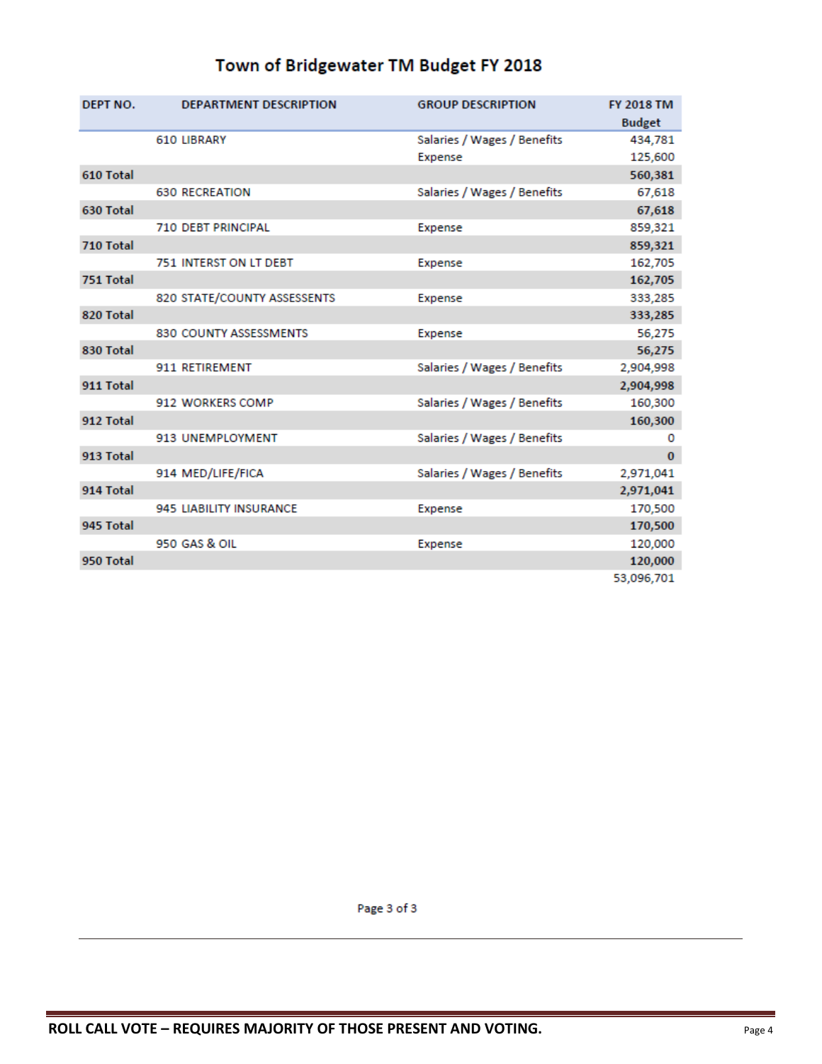# Town of Bridgewater TM Budget FY 2018

| DEPT NO. | DEPARTMENT DESCRIPTION | GROUP DESCRIPTION | FY 2018 TM Budget |
|---|---|---|---|
| | 610 LIBRARY | Salaries / Wages / Benefits | 434,781 |
| | | Expense | 125,600 |
| **610 Total** | | | **560,381** |
| | 630 RECREATION | Salaries / Wages / Benefits | 67,618 |
| **630 Total** | | | **67,618** |
| | 710 DEBT PRINCIPAL | Expense | 859,321 |
| **710 Total** | | | **859,321** |
| | 751 INTERST ON LT DEBT | Expense | 162,705 |
| **751 Total** | | | **162,705** |
| | 820 STATE/COUNTY ASSESENTS | Expense | 333,285 |
| **820 Total** | | | **333,285** |
| | 830 COUNTY ASSESSMENTS | Expense | 56,275 |
| **830 Total** | | | **56,275** |
| | 911 RETIREMENT | Salaries / Wages / Benefits | 2,904,998 |
| **911 Total** | | | **2,904,998** |
| | 912 WORKERS COMP | Salaries / Wages / Benefits | 160,300 |
| **912 Total** | | | **160,300** |
| | 913 UNEMPLOYMENT | Salaries / Wages / Benefits | 0 |
| **913 Total** | | | **0** |
| | 914 MED/LIFE/FICA | Salaries / Wages / Benefits | 2,971,041 |
| **914 Total** | | | **2,971,041** |
| | 945 LIABILITY INSURANCE | Expense | 170,500 |
| **945 Total** | | | **170,500** |
| | 950 GAS & OIL | Expense | 120,000 |
| **950 Total** | | | **120,000** |
| | | | 53,096,701 |

**ROLL CALL VOTE – REQUIRES MAJORITY OF THOSE PRESENT AND VOTING.**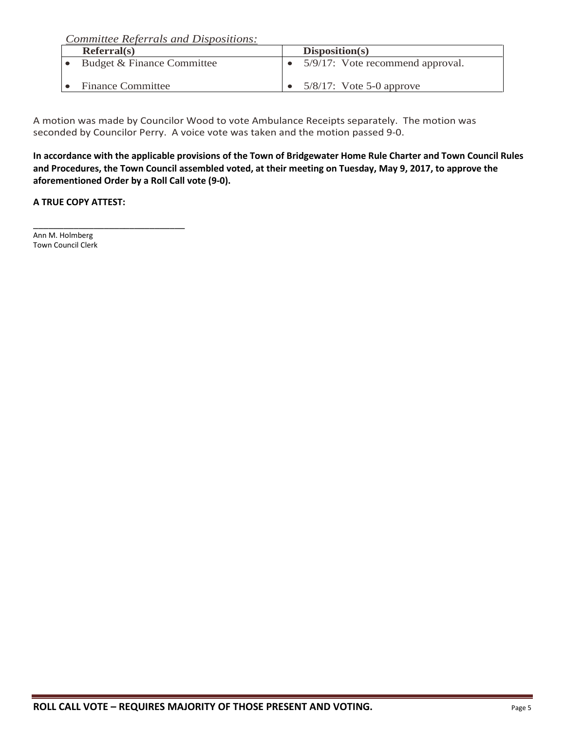*Committee Referrals and Dispositions:*

| Referral(s) | Disposition(s) |
|---|---|
| • Budget & Finance Committee | • 5/9/17: Vote recommend approval. |
| • Finance Committee | • 5/8/17: Vote 5-0 approve |

A motion was made by Councilor Wood to vote Ambulance Receipts separately. The motion was seconded by Councilor Perry. A voice vote was taken and the motion passed 9-0.

**In accordance with the applicable provisions of the Town of Bridgewater Home Rule Charter and Town Council Rules and Procedures, the Town Council assembled voted, at their meeting on Tuesday, May 9, 2017, to approve the aforementioned Order by a Roll Call vote (9-0).**

**A TRUE COPY ATTEST:**

\_\_\_\_\_\_\_\_\_\_\_\_\_\_\_\_\_\_\_\_\_\_\_\_\_\_\_\_\_\_\_\_

Ann M. Holmberg
Town Council Clerk

**ROLL CALL VOTE – REQUIRES MAJORITY OF THOSE PRESENT AND VOTING.**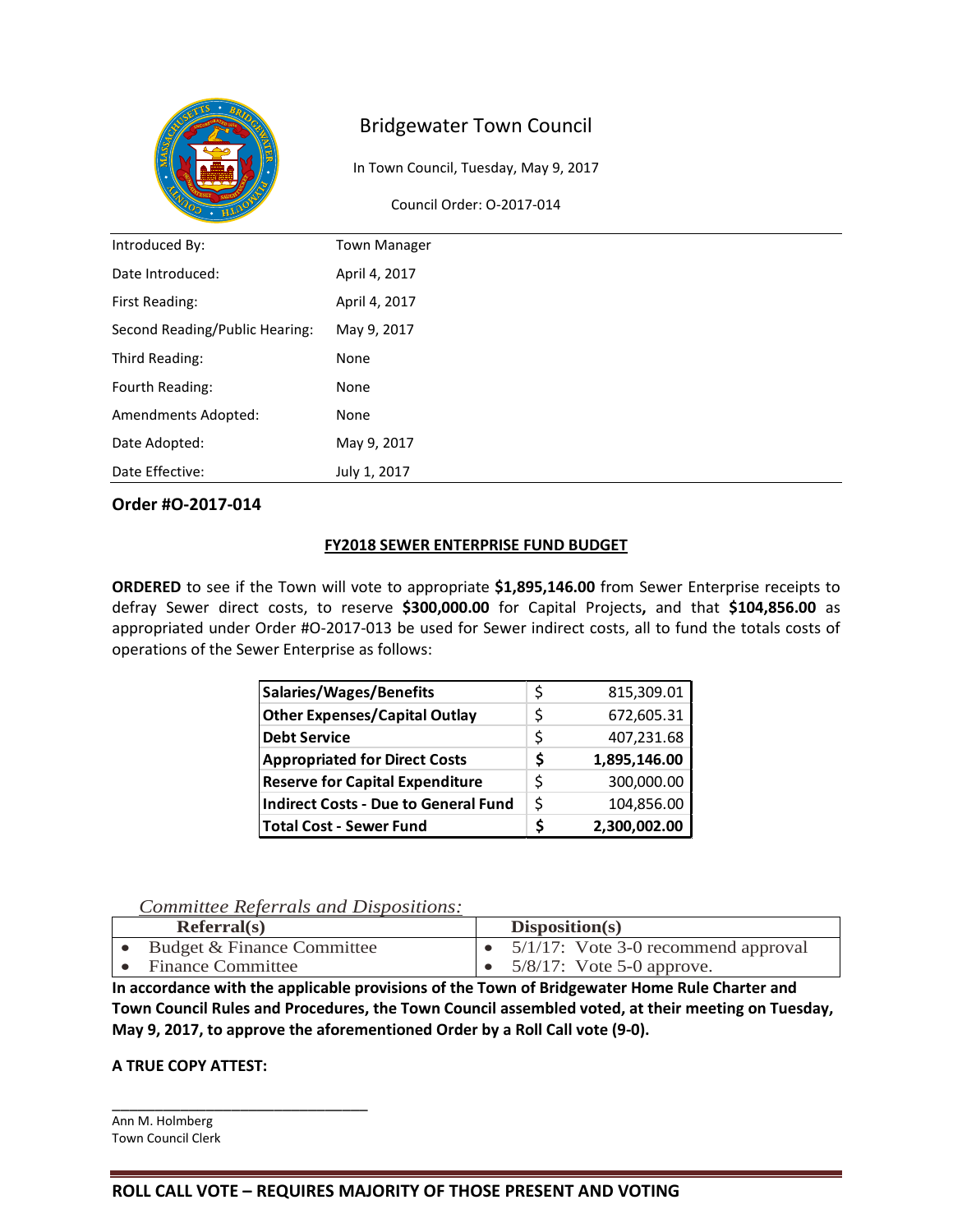# Bridgewater Town Council

In Town Council, Tuesday, May 9, 2017

Council Order: O-2017-014

| | |
|---|---|
| Introduced By: | Town Manager |
| Date Introduced: | April 4, 2017 |
| First Reading: | April 4, 2017 |
| Second Reading/Public Hearing: | May 9, 2017 |
| Third Reading: | None |
| Fourth Reading: | None |
| Amendments Adopted: | None |
| Date Adopted: | May 9, 2017 |
| Date Effective: | July 1, 2017 |

**Order #O-2017-014**

**FY2018 SEWER ENTERPRISE FUND BUDGET**

**ORDERED** to see if the Town will vote to appropriate **$1,895,146.00** from Sewer Enterprise receipts to defray Sewer direct costs, to reserve **$300,000.00** for Capital Projects**,** and that **$104,856.00** as appropriated under Order #O-2017-013 be used for Sewer indirect costs, all to fund the totals costs of operations of the Sewer Enterprise as follows:

| | | |
|---|---|---|
| **Salaries/Wages/Benefits** | $ | 815,309.01 |
| **Other Expenses/Capital Outlay** | $ | 672,605.31 |
| **Debt Service** | $ | 407,231.68 |
| **Appropriated for Direct Costs** | **$** | **1,895,146.00** |
| **Reserve for Capital Expenditure** | $ | 300,000.00 |
| **Indirect Costs - Due to General Fund** | $ | 104,856.00 |
| **Total Cost - Sewer Fund** | **$** | **2,300,002.00** |

*Committee Referrals and Dispositions:*

| Referral(s) | Disposition(s) |
|---|---|
| • Budget & Finance Committee | • 5/1/17: Vote 3-0 recommend approval |
| • Finance Committee | • 5/8/17: Vote 5-0 approve. |

**In accordance with the applicable provisions of the Town of Bridgewater Home Rule Charter and Town Council Rules and Procedures, the Town Council assembled voted, at their meeting on Tuesday, May 9, 2017, to approve the aforementioned Order by a Roll Call vote (9-0).**

**A TRUE COPY ATTEST:**

\_\_\_\_\_\_\_\_\_\_\_\_\_\_\_\_\_\_\_\_\_\_\_\_\_\_\_\_\_\_\_\_

Ann M. Holmberg
Town Council Clerk

**ROLL CALL VOTE – REQUIRES MAJORITY OF THOSE PRESENT AND VOTING**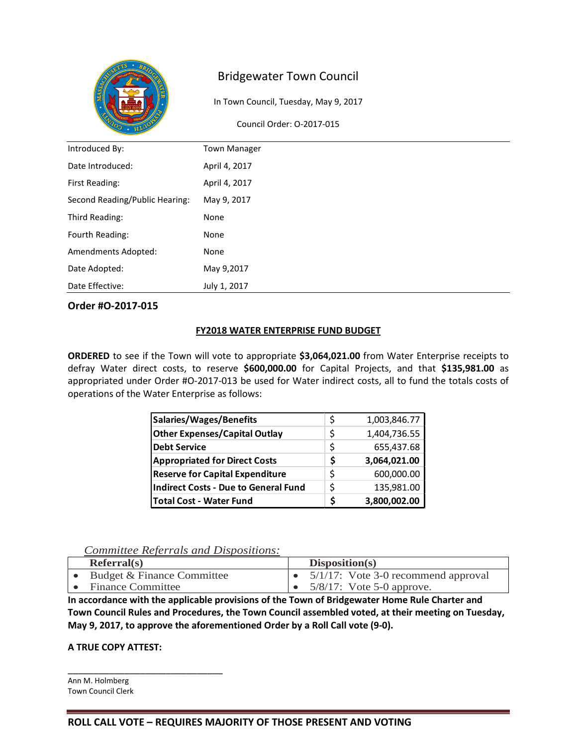# Bridgewater Town Council

In Town Council, Tuesday, May 9, 2017

Council Order: O-2017-015

| | |
|---|---|
| Introduced By: | Town Manager |
| Date Introduced: | April 4, 2017 |
| First Reading: | April 4, 2017 |
| Second Reading/Public Hearing: | May 9, 2017 |
| Third Reading: | None |
| Fourth Reading: | None |
| Amendments Adopted: | None |
| Date Adopted: | May 9,2017 |
| Date Effective: | July 1, 2017 |

**Order #O-2017-015**

**FY2018 WATER ENTERPRISE FUND BUDGET**

**ORDERED** to see if the Town will vote to appropriate **$3,064,021.00** from Water Enterprise receipts to defray Water direct costs, to reserve **$600,000.00** for Capital Projects, and that **$135,981.00** as appropriated under Order #O-2017-013 be used for Water indirect costs, all to fund the totals costs of operations of the Water Enterprise as follows:

| | | |
|---|---|---|
| **Salaries/Wages/Benefits** | $ | 1,003,846.77 |
| **Other Expenses/Capital Outlay** | $ | 1,404,736.55 |
| **Debt Service** | $ | 655,437.68 |
| **Appropriated for Direct Costs** | **$** | **3,064,021.00** |
| **Reserve for Capital Expenditure** | $ | 600,000.00 |
| **Indirect Costs - Due to General Fund** | $ | 135,981.00 |
| **Total Cost - Water Fund** | **$** | **3,800,002.00** |

*Committee Referrals and Dispositions:*

| Referral(s) | Disposition(s) |
|---|---|
| • Budget & Finance Committee | • 5/1/17: Vote 3-0 recommend approval |
| • Finance Committee | • 5/8/17: Vote 5-0 approve. |

**In accordance with the applicable provisions of the Town of Bridgewater Home Rule Charter and Town Council Rules and Procedures, the Town Council assembled voted, at their meeting on Tuesday, May 9, 2017, to approve the aforementioned Order by a Roll Call vote (9-0).**

**A TRUE COPY ATTEST:**

\_\_\_\_\_\_\_\_\_\_\_\_\_\_\_\_\_\_\_\_\_\_\_\_\_\_\_\_\_\_\_\_

Ann M. Holmberg
Town Council Clerk

**ROLL CALL VOTE – REQUIRES MAJORITY OF THOSE PRESENT AND VOTING**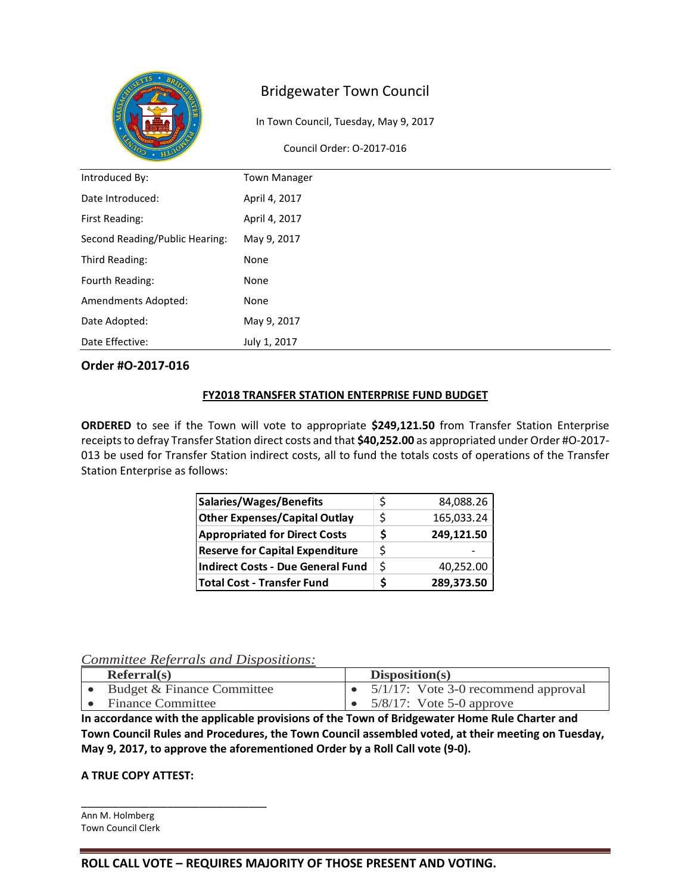# Bridgewater Town Council

In Town Council, Tuesday, May 9, 2017

Council Order: O-2017-016

| | |
|---|---|
| Introduced By: | Town Manager |
| Date Introduced: | April 4, 2017 |
| First Reading: | April 4, 2017 |
| Second Reading/Public Hearing: | May 9, 2017 |
| Third Reading: | None |
| Fourth Reading: | None |
| Amendments Adopted: | None |
| Date Adopted: | May 9, 2017 |
| Date Effective: | July 1, 2017 |

**Order #O-2017-016**

**FY2018 TRANSFER STATION ENTERPRISE FUND BUDGET**

**ORDERED** to see if the Town will vote to appropriate **$249,121.50** from Transfer Station Enterprise receipts to defray Transfer Station direct costs and that **$40,252.00** as appropriated under Order #O-2017-013 be used for Transfer Station indirect costs, all to fund the totals costs of operations of the Transfer Station Enterprise as follows:

| | | |
|---|---|---|
| **Salaries/Wages/Benefits** | $ | 84,088.26 |
| **Other Expenses/Capital Outlay** | $ | 165,033.24 |
| **Appropriated for Direct Costs** | **$** | **249,121.50** |
| **Reserve for Capital Expenditure** | $ | - |
| **Indirect Costs - Due General Fund** | $ | 40,252.00 |
| **Total Cost - Transfer Fund** | **$** | **289,373.50** |

*Committee Referrals and Dispositions:*

| Referral(s) | Disposition(s) |
|---|---|
| • Budget & Finance Committee | • 5/1/17: Vote 3-0 recommend approval |
| • Finance Committee | • 5/8/17: Vote 5-0 approve |

**In accordance with the applicable provisions of the Town of Bridgewater Home Rule Charter and Town Council Rules and Procedures, the Town Council assembled voted, at their meeting on Tuesday, May 9, 2017, to approve the aforementioned Order by a Roll Call vote (9-0).**

**A TRUE COPY ATTEST:**

\_\_\_\_\_\_\_\_\_\_\_\_\_\_\_\_\_\_\_\_\_\_\_\_\_\_\_\_\_\_\_\_

Ann M. Holmberg
Town Council Clerk

**ROLL CALL VOTE – REQUIRES MAJORITY OF THOSE PRESENT AND VOTING.**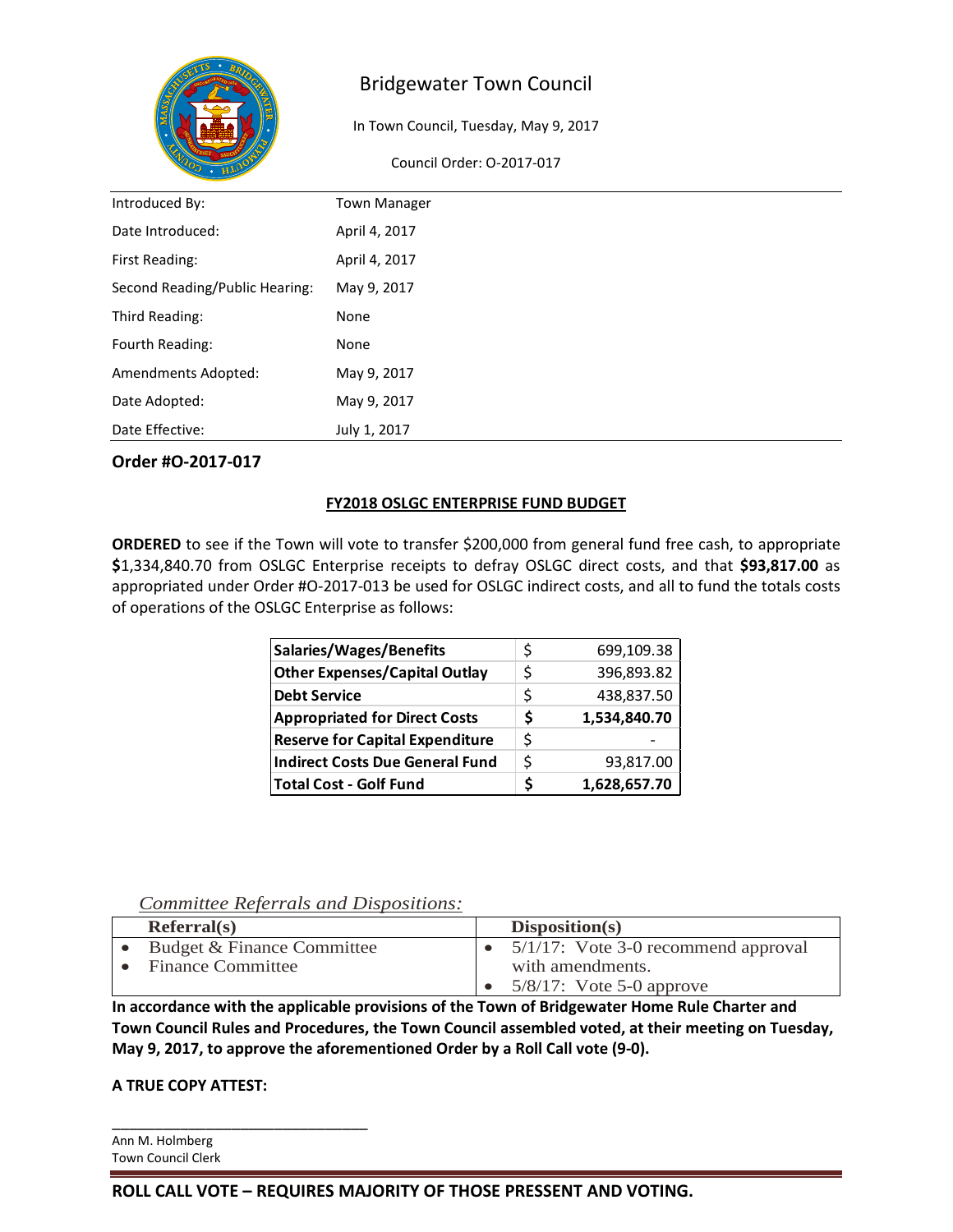# Bridgewater Town Council

In Town Council, Tuesday, May 9, 2017

Council Order: O-2017-017

| | |
|---|---|
| Introduced By: | Town Manager |
| Date Introduced: | April 4, 2017 |
| First Reading: | April 4, 2017 |
| Second Reading/Public Hearing: | May 9, 2017 |
| Third Reading: | None |
| Fourth Reading: | None |
| Amendments Adopted: | May 9, 2017 |
| Date Adopted: | May 9, 2017 |
| Date Effective: | July 1, 2017 |

**Order #O-2017-017**

**FY2018 OSLGC ENTERPRISE FUND BUDGET**

**ORDERED** to see if the Town will vote to transfer $200,000 from general fund free cash, to appropriate **$**1,334,840.70 from OSLGC Enterprise receipts to defray OSLGC direct costs, and that **$93,817.00** as appropriated under Order #O-2017-013 be used for OSLGC indirect costs, and all to fund the totals costs of operations of the OSLGC Enterprise as follows:

| | | |
|---|---|---|
| **Salaries/Wages/Benefits** | $ | 699,109.38 |
| **Other Expenses/Capital Outlay** | $ | 396,893.82 |
| **Debt Service** | $ | 438,837.50 |
| **Appropriated for Direct Costs** | **$** | **1,534,840.70** |
| **Reserve for Capital Expenditure** | $ | - |
| **Indirect Costs Due General Fund** | $ | 93,817.00 |
| **Total Cost - Golf Fund** | **$** | **1,628,657.70** |

*Committee Referrals and Dispositions:*

| Referral(s) | Disposition(s) |
|---|---|
| • Budget & Finance Committee<br>• Finance Committee | • 5/1/17: Vote 3-0 recommend approval with amendments.<br>• 5/8/17: Vote 5-0 approve |

**In accordance with the applicable provisions of the Town of Bridgewater Home Rule Charter and Town Council Rules and Procedures, the Town Council assembled voted, at their meeting on Tuesday, May 9, 2017, to approve the aforementioned Order by a Roll Call vote (9-0).**

**A TRUE COPY ATTEST:**

\_\_\_\_\_\_\_\_\_\_\_\_\_\_\_\_\_\_\_\_\_\_\_\_\_\_\_\_\_\_\_\_

Ann M. Holmberg
Town Council Clerk

**ROLL CALL VOTE – REQUIRES MAJORITY OF THOSE PRESSENT AND VOTING.**